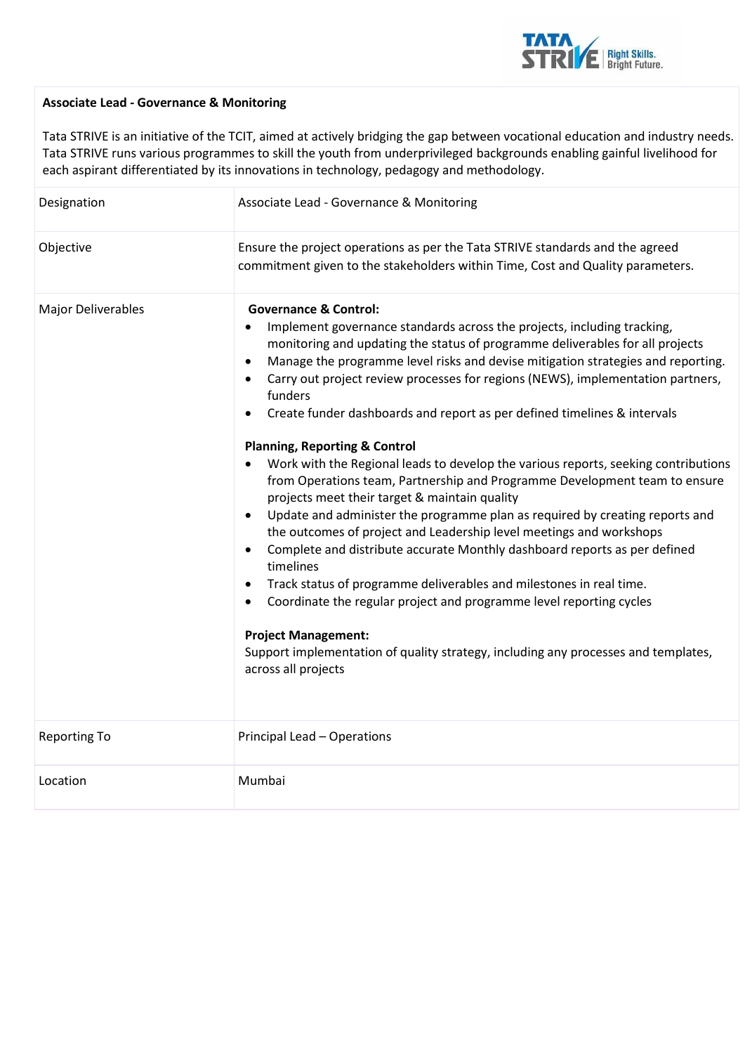**Associate Lead - Governance & Monitoring**

Tata STRIVE is an initiative of the TCIT, aimed at actively bridging the gap between vocational education and industry needs. Tata STRIVE runs various programmes to skill the youth from underprivileged backgrounds enabling gainful livelihood for each aspirant differentiated by its innovations in technology, pedagogy and methodology.

| | |
|---|---|
| Designation | Associate Lead - Governance & Monitoring |
| Objective | Ensure the project operations as per the Tata STRIVE standards and the agreed commitment given to the stakeholders within Time, Cost and Quality parameters. |
| Major Deliverables | **Governance & Control:**<br>• Implement governance standards across the projects, including tracking, monitoring and updating the status of programme deliverables for all projects<br>• Manage the programme level risks and devise mitigation strategies and reporting.<br>• Carry out project review processes for regions (NEWS), implementation partners, funders<br>• Create funder dashboards and report as per defined timelines & intervals<br><br>**Planning, Reporting & Control**<br>• Work with the Regional leads to develop the various reports, seeking contributions from Operations team, Partnership and Programme Development team to ensure projects meet their target & maintain quality<br>• Update and administer the programme plan as required by creating reports and the outcomes of project and Leadership level meetings and workshops<br>• Complete and distribute accurate Monthly dashboard reports as per defined timelines<br>• Track status of programme deliverables and milestones in real time.<br>• Coordinate the regular project and programme level reporting cycles<br><br>**Project Management:**<br>Support implementation of quality strategy, including any processes and templates, across all projects |
| Reporting To | Principal Lead – Operations |
| Location | Mumbai |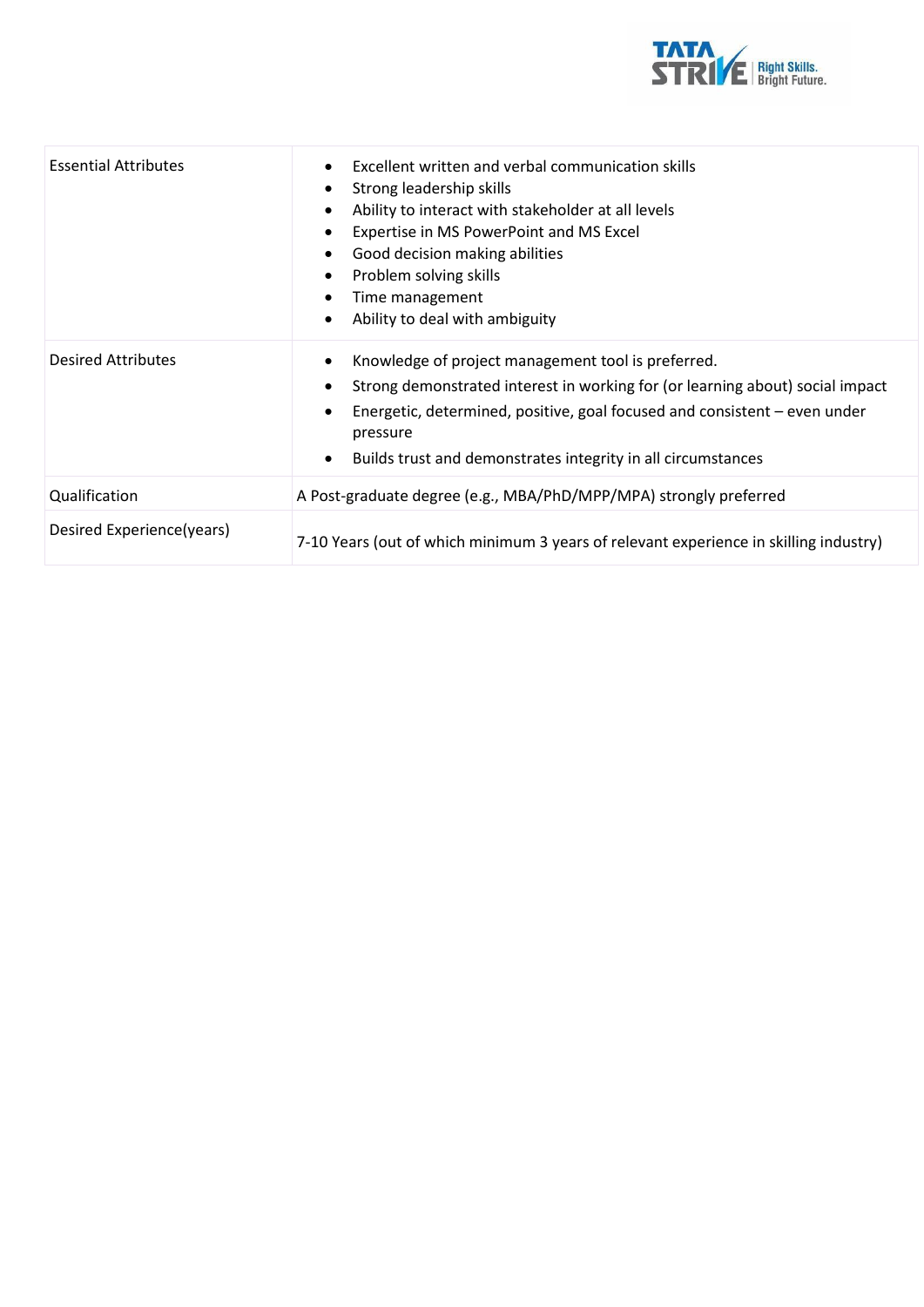| | |
|---|---|
| Essential Attributes | • Excellent written and verbal communication skills<br>• Strong leadership skills<br>• Ability to interact with stakeholder at all levels<br>• Expertise in MS PowerPoint and MS Excel<br>• Good decision making abilities<br>• Problem solving skills<br>• Time management<br>• Ability to deal with ambiguity |
| Desired Attributes | • Knowledge of project management tool is preferred.<br>• Strong demonstrated interest in working for (or learning about) social impact<br>• Energetic, determined, positive, goal focused and consistent – even under pressure<br>• Builds trust and demonstrates integrity in all circumstances |
| Qualification | A Post-graduate degree (e.g., MBA/PhD/MPP/MPA) strongly preferred |
| Desired Experience(years) | 7-10 Years (out of which minimum 3 years of relevant experience in skilling industry) |